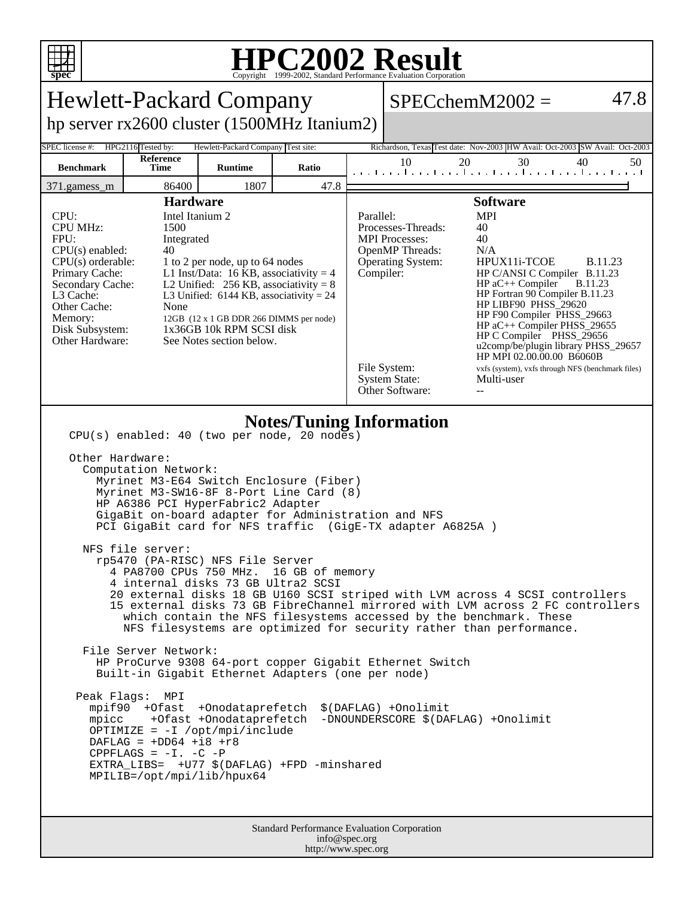# HPC2002 Result

Copyright 1999-2002, Standard Performance Evaluation Corporation

## Hewlett-Packard Company

hp server rx2600 cluster (1500MHz Itanium2)

**SPECchemM2002 = 47.8**

| SPEC license #: | HPG2116 | Tested by: | Hewlett-Packard Company | Test site: | Richardson, Texas | Test date: | Nov-2003 | HW Avail: | Oct-2003 | SW Avail: | Oct-2003 |
|---|---|---|---|---|---|---|---|---|---|---|---|

| Benchmark | Reference Time | Runtime | Ratio |
|---|---|---|---|
| 371.gamess_m | 86400 | 1807 | 47.8 |

### Hardware

| | |
|---|---|
| CPU: | Intel Itanium 2 |
| CPU MHz: | 1500 |
| FPU: | Integrated |
| CPU(s) enabled: | 40 |
| CPU(s) orderable: | 1 to 2 per node, up to 64 nodes |
| Primary Cache: | L1 Inst/Data: 16 KB, associativity = 4 |
| Secondary Cache: | L2 Unified: 256 KB, associativity = 8 |
| L3 Cache: | L3 Unified: 6144 KB, associativity = 24 |
| Other Cache: | None |
| Memory: | 12GB (12 x 1 GB DDR 266 DIMMS per node) |
| Disk Subsystem: | 1x36GB 10k RPM SCSI disk |
| Other Hardware: | See Notes section below. |

### Software

| | |
|---|---|
| Parallel: | MPI |
| Processes-Threads: | 40 |
| MPI Processes: | 40 |
| OpenMP Threads: | N/A |
| Operating System: | HPUX11i-TCOE B.11.23 |
| Compiler: | HP C/ANSI C Compiler B.11.23<br>HP aC++ Compiler B.11.23<br>HP Fortran 90 Compiler B.11.23<br>HP LIBF90 PHSS_29620<br>HP F90 Compiler PHSS_29663<br>HP aC++ Compiler PHSS_29655<br>HP C Compiler PHSS_29656<br>u2comp/be/plugin library PHSS_29657<br>HP MPI 02.00.00.00 B6060B |
| File System: | vxfs (system), vxfs through NFS (benchmark files) |
| System State: | Multi-user |
| Other Software: | -- |

### Notes/Tuning Information

```
CPU(s) enabled: 40 (two per node, 20 nodes)

Other Hardware:
  Computation Network:
    Myrinet M3-E64 Switch Enclosure (Fiber)
    Myrinet M3-SW16-8F 8-Port Line Card (8)
    HP A6386 PCI HyperFabric2 Adapter
    GigaBit on-board adapter for Administration and NFS
    PCI GigaBit card for NFS traffic  (GigE-TX adapter A6825A )

  NFS file server:
    rp5470 (PA-RISC) NFS File Server
      4 PA8700 CPUs 750 MHz.  16 GB of memory
      4 internal disks 73 GB Ultra2 SCSI
      20 external disks 18 GB U160 SCSI striped with LVM across 4 SCSI controllers
      15 external disks 73 GB FibreChannel mirrored with LVM across 2 FC controllers
        which contain the NFS filesystems accessed by the benchmark. These
        NFS filesystems are optimized for security rather than performance.

  File Server Network:
    HP ProCurve 9308 64-port copper Gigabit Ethernet Switch
    Built-in Gigabit Ethernet Adapters (one per node)

 Peak Flags:  MPI
   mpif90  +Ofast  +Onodataprefetch  $(DAFLAG) +Onolimit
   mpicc    +Ofast +Onodataprefetch  -DNOUNDERSCORE $(DAFLAG) +Onolimit
   OPTIMIZE = -I /opt/mpi/include
   DAFLAG = +DD64 +i8 +r8
   CPPFLAGS = -I. -C -P
   EXTRA_LIBS=  +U77 $(DAFLAG) +FPD -minshared
   MPILIB=/opt/mpi/lib/hpux64
```

Standard Performance Evaluation Corporation
info@spec.org
http://www.spec.org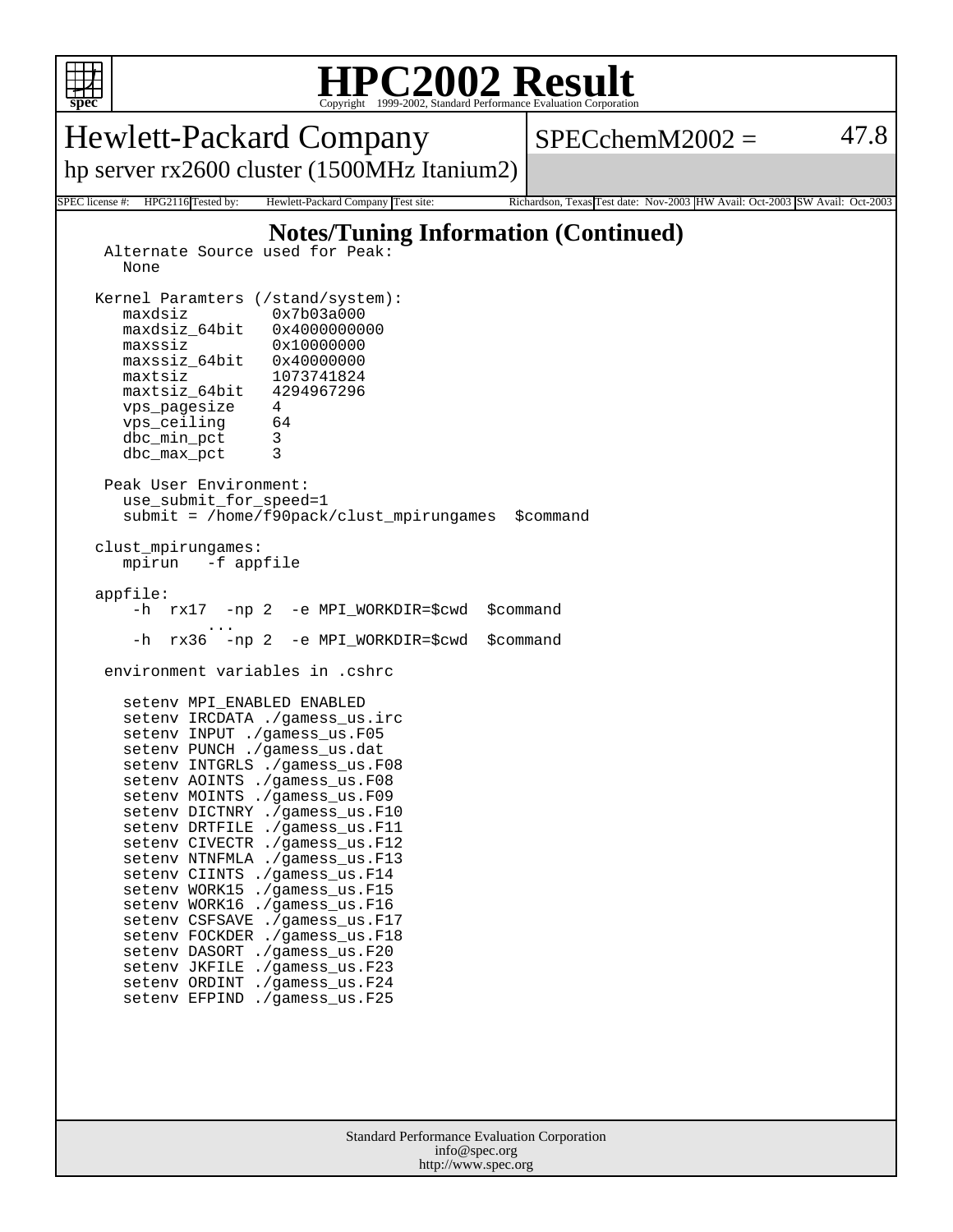# HPC2002 Result

Copyright 1999-2002, Standard Performance Evaluation Corporation

**Hewlett-Packard Company**
**hp server rx2600 cluster (1500MHz Itanium2)**

SPECchemM2002 = 47.8

| SPEC license #: | HPG2116 | Tested by: | Hewlett-Packard Company | Test site: | Richardson, Texas | Test date: | Nov-2003 | HW Avail: | Oct-2003 | SW Avail: | Oct-2003 |
|---|---|---|---|---|---|---|---|---|---|---|---|

## Notes/Tuning Information (Continued)

```
 Alternate Source used for Peak:
   None

Kernel Paramters (/stand/system):
   maxdsiz        0x7b03a000
   maxdsiz_64bit  0x4000000000
   maxssiz        0x10000000
   maxssiz_64bit  0x40000000
   maxtsiz        1073741824
   maxtsiz_64bit  4294967296
   vps_pagesize   4
   vps_ceiling    64
   dbc_min_pct    3
   dbc_max_pct    3

 Peak User Environment:
   use_submit_for_speed=1
   submit = /home/f90pack/clust_mpirungames  $command

clust_mpirungames:
   mpirun   -f appfile

appfile:
    -h  rx17  -np 2  -e MPI_WORKDIR=$cwd  $command
           ...
    -h  rx36  -np 2  -e MPI_WORKDIR=$cwd  $command

 environment variables in .cshrc

   setenv MPI_ENABLED ENABLED
   setenv IRCDATA ./gamess_us.irc
   setenv INPUT ./gamess_us.F05
   setenv PUNCH ./gamess_us.dat
   setenv INTGRLS ./gamess_us.F08
   setenv AOINTS ./gamess_us.F08
   setenv MOINTS ./gamess_us.F09
   setenv DICTNRY ./gamess_us.F10
   setenv DRTFILE ./gamess_us.F11
   setenv CIVECTR ./gamess_us.F12
   setenv NTNFMLA ./gamess_us.F13
   setenv CIINTS ./gamess_us.F14
   setenv WORK15 ./gamess_us.F15
   setenv WORK16 ./gamess_us.F16
   setenv CSFSAVE ./gamess_us.F17
   setenv FOCKDER ./gamess_us.F18
   setenv DASORT ./gamess_us.F20
   setenv JKFILE ./gamess_us.F23
   setenv ORDINT ./gamess_us.F24
   setenv EFPIND ./gamess_us.F25
```

Standard Performance Evaluation Corporation
info@spec.org
http://www.spec.org